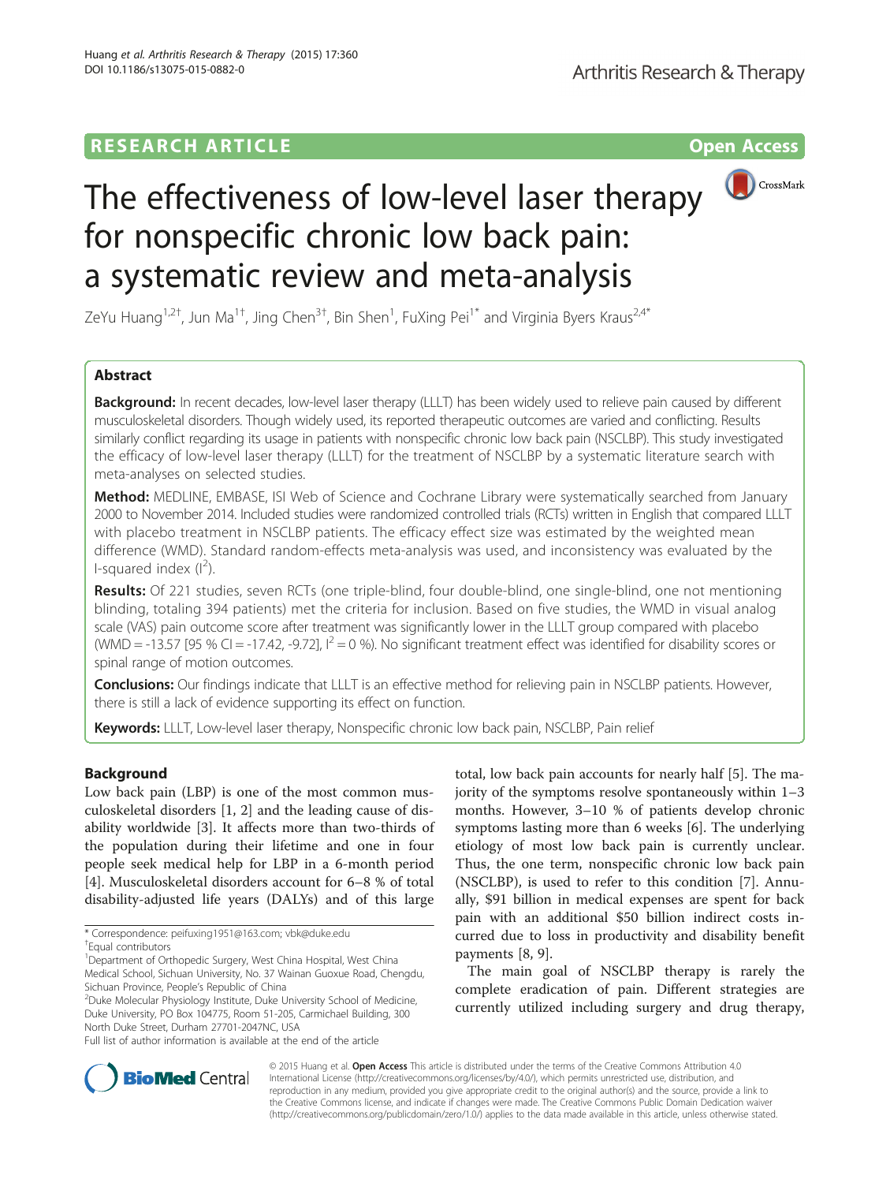RESEARCH ARTICLE

Open Access

# The effectiveness of low-level laser therapy for nonspecific chronic low back pain: a systematic review and meta-analysis

ZeYu Huang[1,2†], Jun Ma[1†], Jing Chen[3†], Bin Shen[1], FuXing Pei[1*] and Virginia Byers Kraus[2,4*]

## Abstract

**Background:** In recent decades, low-level laser therapy (LLLT) has been widely used to relieve pain caused by different musculoskeletal disorders. Though widely used, its reported therapeutic outcomes are varied and conflicting. Results similarly conflict regarding its usage in patients with nonspecific chronic low back pain (NSCLBP). This study investigated the efficacy of low-level laser therapy (LLLT) for the treatment of NSCLBP by a systematic literature search with meta-analyses on selected studies.

**Method:** MEDLINE, EMBASE, ISI Web of Science and Cochrane Library were systematically searched from January 2000 to November 2014. Included studies were randomized controlled trials (RCTs) written in English that compared LLLT with placebo treatment in NSCLBP patients. The efficacy effect size was estimated by the weighted mean difference (WMD). Standard random-effects meta-analysis was used, and inconsistency was evaluated by the I-squared index ($I^2$).

**Results:** Of 221 studies, seven RCTs (one triple-blind, four double-blind, one single-blind, one not mentioning blinding, totaling 394 patients) met the criteria for inclusion. Based on five studies, the WMD in visual analog scale (VAS) pain outcome score after treatment was significantly lower in the LLLT group compared with placebo (WMD = -13.57 [95 % CI = -17.42, -9.72], $I^2$ = 0 %). No significant treatment effect was identified for disability scores or spinal range of motion outcomes.

**Conclusions:** Our findings indicate that LLLT is an effective method for relieving pain in NSCLBP patients. However, there is still a lack of evidence supporting its effect on function.

**Keywords:** LLLT, Low-level laser therapy, Nonspecific chronic low back pain, NSCLBP, Pain relief

## Background

Low back pain (LBP) is one of the most common musculoskeletal disorders [1, 2] and the leading cause of disability worldwide [3]. It affects more than two-thirds of the population during their lifetime and one in four people seek medical help for LBP in a 6-month period [4]. Musculoskeletal disorders account for 6–8 % of total disability-adjusted life years (DALYs) and of this large total, low back pain accounts for nearly half [5]. The majority of the symptoms resolve spontaneously within 1–3 months. However, 3–10 % of patients develop chronic symptoms lasting more than 6 weeks [6]. The underlying etiology of most low back pain is currently unclear. Thus, the one term, nonspecific chronic low back pain (NSCLBP), is used to refer to this condition [7]. Annually, $91 billion in medical expenses are spent for back pain with an additional $50 billion indirect costs incurred due to loss in productivity and disability benefit payments [8, 9].

The main goal of NSCLBP therapy is rarely the complete eradication of pain. Different strategies are currently utilized including surgery and drug therapy,

* Correspondence: peifuxing1951@163.com; vbk@duke.edu
†Equal contributors
[1]Department of Orthopedic Surgery, West China Hospital, West China Medical School, Sichuan University, No. 37 Wainan Guoxue Road, Chengdu, Sichuan Province, People's Republic of China
[2]Duke Molecular Physiology Institute, Duke University School of Medicine, Duke University, PO Box 104775, Room 51-205, Carmichael Building, 300 North Duke Street, Durham 27701-2047NC, USA
Full list of author information is available at the end of the article

© 2015 Huang et al. **Open Access** This article is distributed under the terms of the Creative Commons Attribution 4.0 International License (http://creativecommons.org/licenses/by/4.0/), which permits unrestricted use, distribution, and reproduction in any medium, provided you give appropriate credit to the original author(s) and the source, provide a link to the Creative Commons license, and indicate if changes were made. The Creative Commons Public Domain Dedication waiver (http://creativecommons.org/publicdomain/zero/1.0/) applies to the data made available in this article, unless otherwise stated.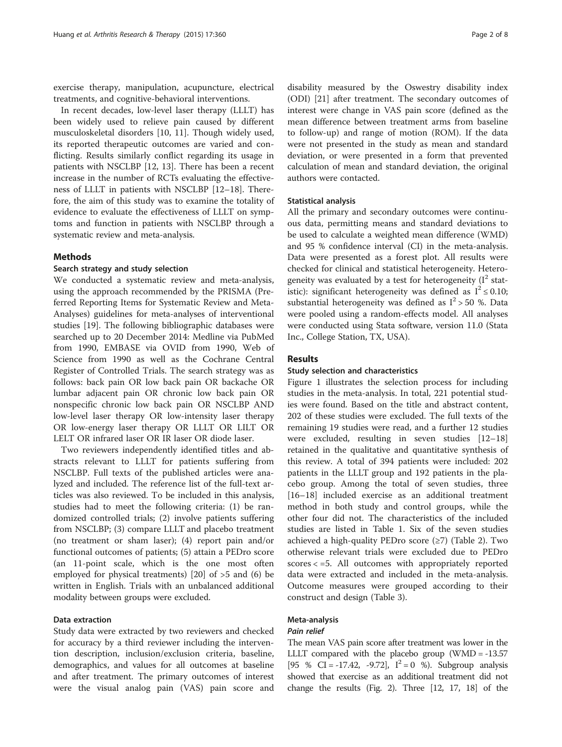exercise therapy, manipulation, acupuncture, electrical treatments, and cognitive-behavioral interventions.

In recent decades, low-level laser therapy (LLLT) has been widely used to relieve pain caused by different musculoskeletal disorders [10, 11]. Though widely used, its reported therapeutic outcomes are varied and conflicting. Results similarly conflict regarding its usage in patients with NSCLBP [12, 13]. There has been a recent increase in the number of RCTs evaluating the effectiveness of LLLT in patients with NSCLBP [12–18]. Therefore, the aim of this study was to examine the totality of evidence to evaluate the effectiveness of LLLT on symptoms and function in patients with NSCLBP through a systematic review and meta-analysis.

## Methods

### Search strategy and study selection

We conducted a systematic review and meta-analysis, using the approach recommended by the PRISMA (Preferred Reporting Items for Systematic Review and Meta-Analyses) guidelines for meta-analyses of interventional studies [19]. The following bibliographic databases were searched up to 20 December 2014: Medline via PubMed from 1990, EMBASE via OVID from 1990, Web of Science from 1990 as well as the Cochrane Central Register of Controlled Trials. The search strategy was as follows: back pain OR low back pain OR backache OR lumbar adjacent pain OR chronic low back pain OR nonspecific chronic low back pain OR NSCLBP AND low-level laser therapy OR low-intensity laser therapy OR low-energy laser therapy OR LLLT OR LILT OR LELT OR infrared laser OR IR laser OR diode laser.

Two reviewers independently identified titles and abstracts relevant to LLLT for patients suffering from NSCLBP. Full texts of the published articles were analyzed and included. The reference list of the full-text articles was also reviewed. To be included in this analysis, studies had to meet the following criteria: (1) be randomized controlled trials; (2) involve patients suffering from NSCLBP; (3) compare LLLT and placebo treatment (no treatment or sham laser); (4) report pain and/or functional outcomes of patients; (5) attain a PEDro score (an 11-point scale, which is the one most often employed for physical treatments) [20] of >5 and (6) be written in English. Trials with an unbalanced additional modality between groups were excluded.

### Data extraction

Study data were extracted by two reviewers and checked for accuracy by a third reviewer including the intervention description, inclusion/exclusion criteria, baseline, demographics, and values for all outcomes at baseline and after treatment. The primary outcomes of interest were the visual analog pain (VAS) pain score and disability measured by the Oswestry disability index (ODI) [21] after treatment. The secondary outcomes of interest were change in VAS pain score (defined as the mean difference between treatment arms from baseline to follow-up) and range of motion (ROM). If the data were not presented in the study as mean and standard deviation, or were presented in a form that prevented calculation of mean and standard deviation, the original authors were contacted.

### Statistical analysis

All the primary and secondary outcomes were continuous data, permitting means and standard deviations to be used to calculate a weighted mean difference (WMD) and 95 % confidence interval (CI) in the meta-analysis. Data were presented as a forest plot. All results were checked for clinical and statistical heterogeneity. Heterogeneity was evaluated by a test for heterogeneity ($I^2$ statistic): significant heterogeneity was defined as $I^2 \leq 0.10$; substantial heterogeneity was defined as $I^2 > 50$ %. Data were pooled using a random-effects model. All analyses were conducted using Stata software, version 11.0 (Stata Inc., College Station, TX, USA).

## Results

### Study selection and characteristics

Figure 1 illustrates the selection process for including studies in the meta-analysis. In total, 221 potential studies were found. Based on the title and abstract content, 202 of these studies were excluded. The full texts of the remaining 19 studies were read, and a further 12 studies were excluded, resulting in seven studies [12–18] retained in the qualitative and quantitative synthesis of this review. A total of 394 patients were included: 202 patients in the LLLT group and 192 patients in the placebo group. Among the total of seven studies, three [16–18] included exercise as an additional treatment method in both study and control groups, while the other four did not. The characteristics of the included studies are listed in Table 1. Six of the seven studies achieved a high-quality PEDro score (≥7) (Table 2). Two otherwise relevant trials were excluded due to PEDro scores < =5. All outcomes with appropriately reported data were extracted and included in the meta-analysis. Outcome measures were grouped according to their construct and design (Table 3).

### Meta-analysis

#### *Pain relief*

The mean VAS pain score after treatment was lower in the LLLT compared with the placebo group (WMD = -13.57 [95 % CI = -17.42, -9.72], $I^2 = 0$ %). Subgroup analysis showed that exercise as an additional treatment did not change the results (Fig. 2). Three [12, 17, 18] of the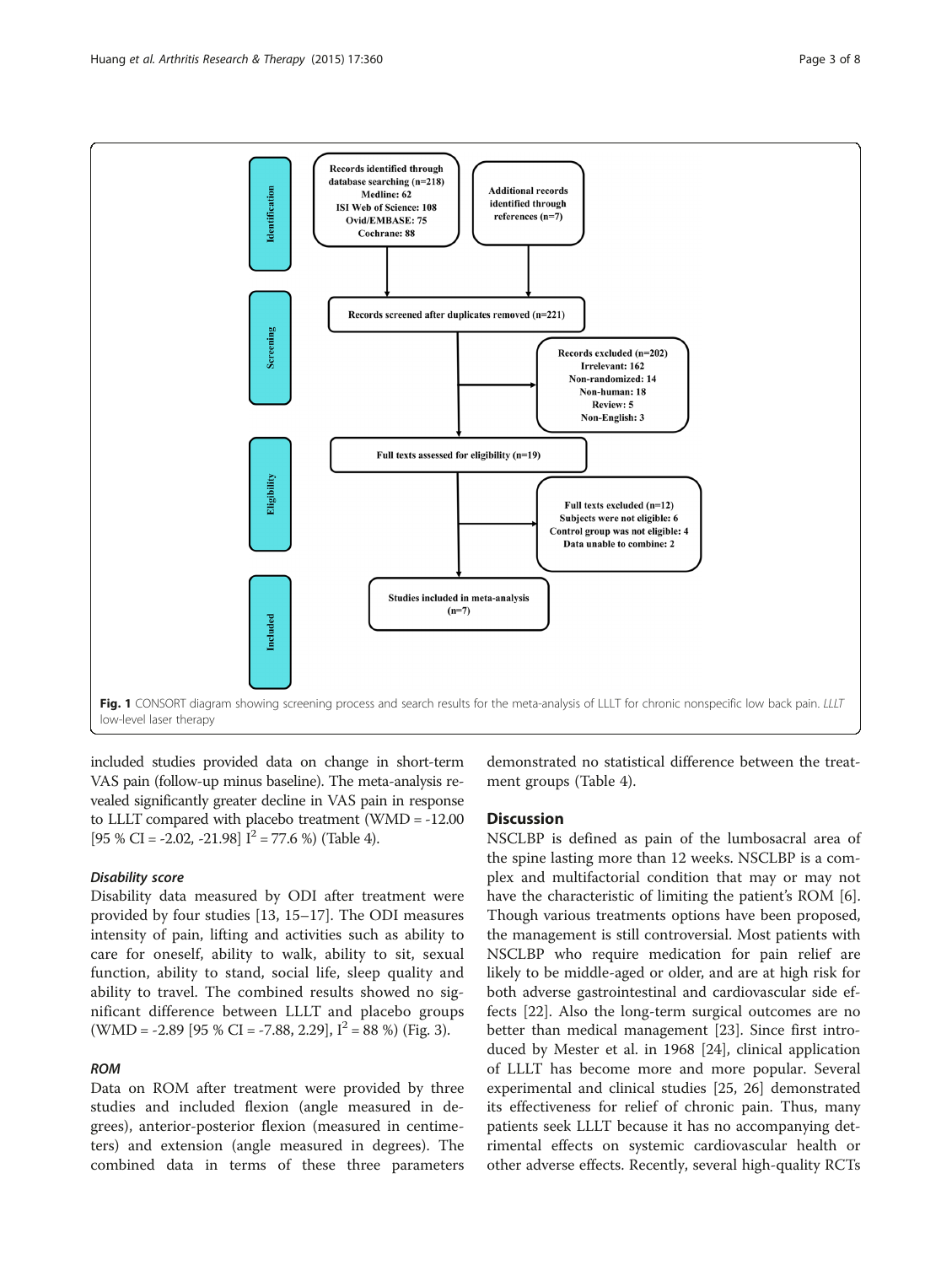Fig. 1 CONSORT diagram showing screening process and search results for the meta-analysis of LLLT for chronic nonspecific low back pain. *LLLT* low-level laser therapy

included studies provided data on change in short-term VAS pain (follow-up minus baseline). The meta-analysis revealed significantly greater decline in VAS pain in response to LLLT compared with placebo treatment (WMD = -12.00 [95 % CI = -2.02, -21.98] $I^2$ = 77.6 %) (Table 4).

#### *Disability score*

Disability data measured by ODI after treatment were provided by four studies [13, 15–17]. The ODI measures intensity of pain, lifting and activities such as ability to care for oneself, ability to walk, ability to sit, sexual function, ability to stand, social life, sleep quality and ability to travel. The combined results showed no significant difference between LLLT and placebo groups (WMD = -2.89 [95 % CI = -7.88, 2.29], $I^2$ = 88 %) (Fig. 3).

#### *ROM*

Data on ROM after treatment were provided by three studies and included flexion (angle measured in degrees), anterior-posterior flexion (measured in centimeters) and extension (angle measured in degrees). The combined data in terms of these three parameters demonstrated no statistical difference between the treatment groups (Table 4).

## Discussion

NSCLBP is defined as pain of the lumbosacral area of the spine lasting more than 12 weeks. NSCLBP is a complex and multifactorial condition that may or may not have the characteristic of limiting the patient's ROM [6]. Though various treatments options have been proposed, the management is still controversial. Most patients with NSCLBP who require medication for pain relief are likely to be middle-aged or older, and are at high risk for both adverse gastrointestinal and cardiovascular side effects [22]. Also the long-term surgical outcomes are no better than medical management [23]. Since first introduced by Mester et al. in 1968 [24], clinical application of LLLT has become more and more popular. Several experimental and clinical studies [25, 26] demonstrated its effectiveness for relief of chronic pain. Thus, many patients seek LLLT because it has no accompanying detrimental effects on systemic cardiovascular health or other adverse effects. Recently, several high-quality RCTs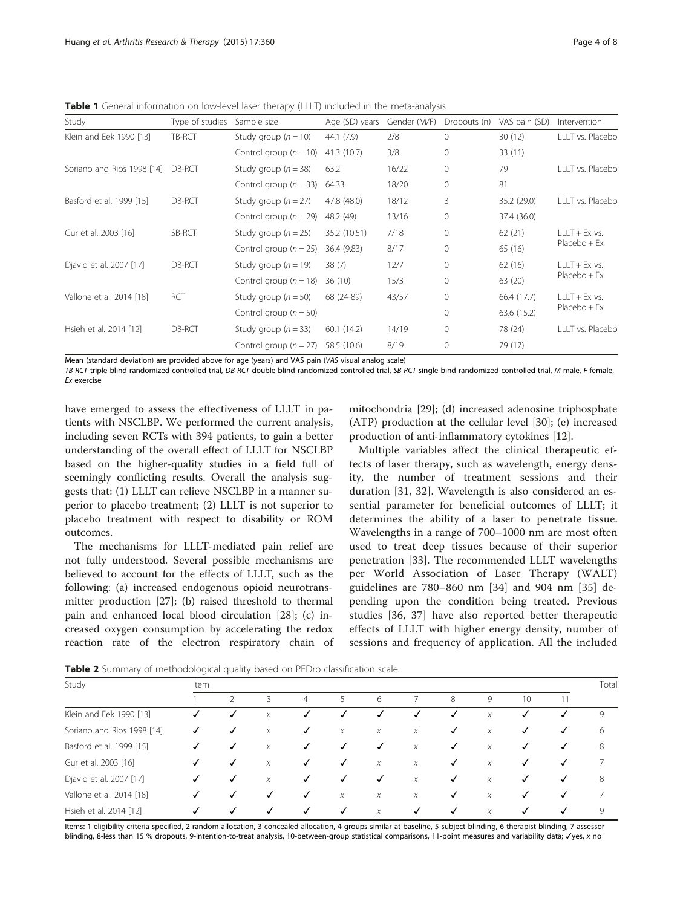**Table 1** General information on low-level laser therapy (LLLT) included in the meta-analysis

| Study | Type of studies | Sample size | Age (SD) years | Gender (M/F) | Dropouts (n) | VAS pain (SD) | Intervention |
|---|---|---|---|---|---|---|---|
| Klein and Eek 1990 [13] | TB-RCT | Study group ($n = 10$) | 44.1 (7.9) | 2/8 | 0 | 30 (12) | LLLT vs. Placebo |
| | | Control group ($n = 10$) | 41.3 (10.7) | 3/8 | 0 | 33 (11) | |
| Soriano and Rios 1998 [14] | DB-RCT | Study group ($n = 38$) | 63.2 | 16/22 | 0 | 79 | LLLT vs. Placebo |
| | | Control group ($n = 33$) | 64.33 | 18/20 | 0 | 81 | |
| Basford et al. 1999 [15] | DB-RCT | Study group ($n = 27$) | 47.8 (48.0) | 18/12 | 3 | 35.2 (29.0) | LLLT vs. Placebo |
| | | Control group ($n = 29$) | 48.2 (49) | 13/16 | 0 | 37.4 (36.0) | |
| Gur et al. 2003 [16] | SB-RCT | Study group ($n = 25$) | 35.2 (10.51) | 7/18 | 0 | 62 (21) | LLLT + Ex vs. Placebo + Ex |
| | | Control group ($n = 25$) | 36.4 (9.83) | 8/17 | 0 | 65 (16) | |
| Djavid et al. 2007 [17] | DB-RCT | Study group ($n = 19$) | 38 (7) | 12/7 | 0 | 62 (16) | LLLT + Ex vs. Placebo + Ex |
| | | Control group ($n = 18$) | 36 (10) | 15/3 | 0 | 63 (20) | |
| Vallone et al. 2014 [18] | RCT | Study group ($n = 50$) | 68 (24-89) | 43/57 | 0 | 66.4 (17.7) | LLLT + Ex vs. Placebo + Ex |
| | | Control group ($n = 50$) | | | 0 | 63.6 (15.2) | |
| Hsieh et al. 2014 [12] | DB-RCT | Study group ($n = 33$) | 60.1 (14.2) | 14/19 | 0 | 78 (24) | LLLT vs. Placebo |
| | | Control group ($n = 27$) | 58.5 (10.6) | 8/19 | 0 | 79 (17) | |

Mean (standard deviation) are provided above for age (years) and VAS pain (*VAS* visual analog scale)

*TB-RCT* triple blind-randomized controlled trial, *DB-RCT* double-blind randomized controlled trial, *SB-RCT* single-bind randomized controlled trial, *M* male, *F* female, *Ex* exercise

have emerged to assess the effectiveness of LLLT in patients with NSCLBP. We performed the current analysis, including seven RCTs with 394 patients, to gain a better understanding of the overall effect of LLLT for NSCLBP based on the higher-quality studies in a field full of seemingly conflicting results. Overall the analysis suggests that: (1) LLLT can relieve NSCLBP in a manner superior to placebo treatment; (2) LLLT is not superior to placebo treatment with respect to disability or ROM outcomes.

The mechanisms for LLLT-mediated pain relief are not fully understood. Several possible mechanisms are believed to account for the effects of LLLT, such as the following: (a) increased endogenous opioid neurotransmitter production [27]; (b) raised threshold to thermal pain and enhanced local blood circulation [28]; (c) increased oxygen consumption by accelerating the redox reaction rate of the electron respiratory chain of mitochondria [29]; (d) increased adenosine triphosphate (ATP) production at the cellular level [30]; (e) increased production of anti-inflammatory cytokines [12].

Multiple variables affect the clinical therapeutic effects of laser therapy, such as wavelength, energy density, the number of treatment sessions and their duration [31, 32]. Wavelength is also considered an essential parameter for beneficial outcomes of LLLT; it determines the ability of a laser to penetrate tissue. Wavelengths in a range of 700–1000 nm are most often used to treat deep tissues because of their superior penetration [33]. The recommended LLLT wavelengths per World Association of Laser Therapy (WALT) guidelines are 780–860 nm [34] and 904 nm [35] depending upon the condition being treated. Previous studies [36, 37] have also reported better therapeutic effects of LLLT with higher energy density, number of sessions and frequency of application. All the included

**Table 2** Summary of methodological quality based on PEDro classification scale

| Study | Item | | | | | | | | | | | Total |
|---|---|---|---|---|---|---|---|---|---|---|---|---|
| | 1 | 2 | 3 | 4 | 5 | 6 | 7 | 8 | 9 | 10 | 11 | |
| Klein and Eek 1990 [13] | ✓ | ✓ | x | ✓ | ✓ | ✓ | ✓ | ✓ | x | ✓ | ✓ | 9 |
| Soriano and Rios 1998 [14] | ✓ | ✓ | x | ✓ | x | x | x | ✓ | x | ✓ | ✓ | 6 |
| Basford et al. 1999 [15] | ✓ | ✓ | x | ✓ | ✓ | ✓ | x | ✓ | x | ✓ | ✓ | 8 |
| Gur et al. 2003 [16] | ✓ | ✓ | x | ✓ | ✓ | x | x | ✓ | x | ✓ | ✓ | 7 |
| Djavid et al. 2007 [17] | ✓ | ✓ | x | ✓ | ✓ | ✓ | x | ✓ | x | ✓ | ✓ | 8 |
| Vallone et al. 2014 [18] | ✓ | ✓ | ✓ | ✓ | x | x | x | ✓ | x | ✓ | ✓ | 7 |
| Hsieh et al. 2014 [12] | ✓ | ✓ | ✓ | ✓ | ✓ | x | ✓ | ✓ | x | ✓ | ✓ | 9 |

Items: 1-eligibility criteria specified, 2-random allocation, 3-concealed allocation, 4-groups similar at baseline, 5-subject blinding, 6-therapist blinding, 7-assessor blinding, 8-less than 15 % dropouts, 9-intention-to-treat analysis, 10-between-group statistical comparisons, 11-point measures and variability data; ✓yes, *x* no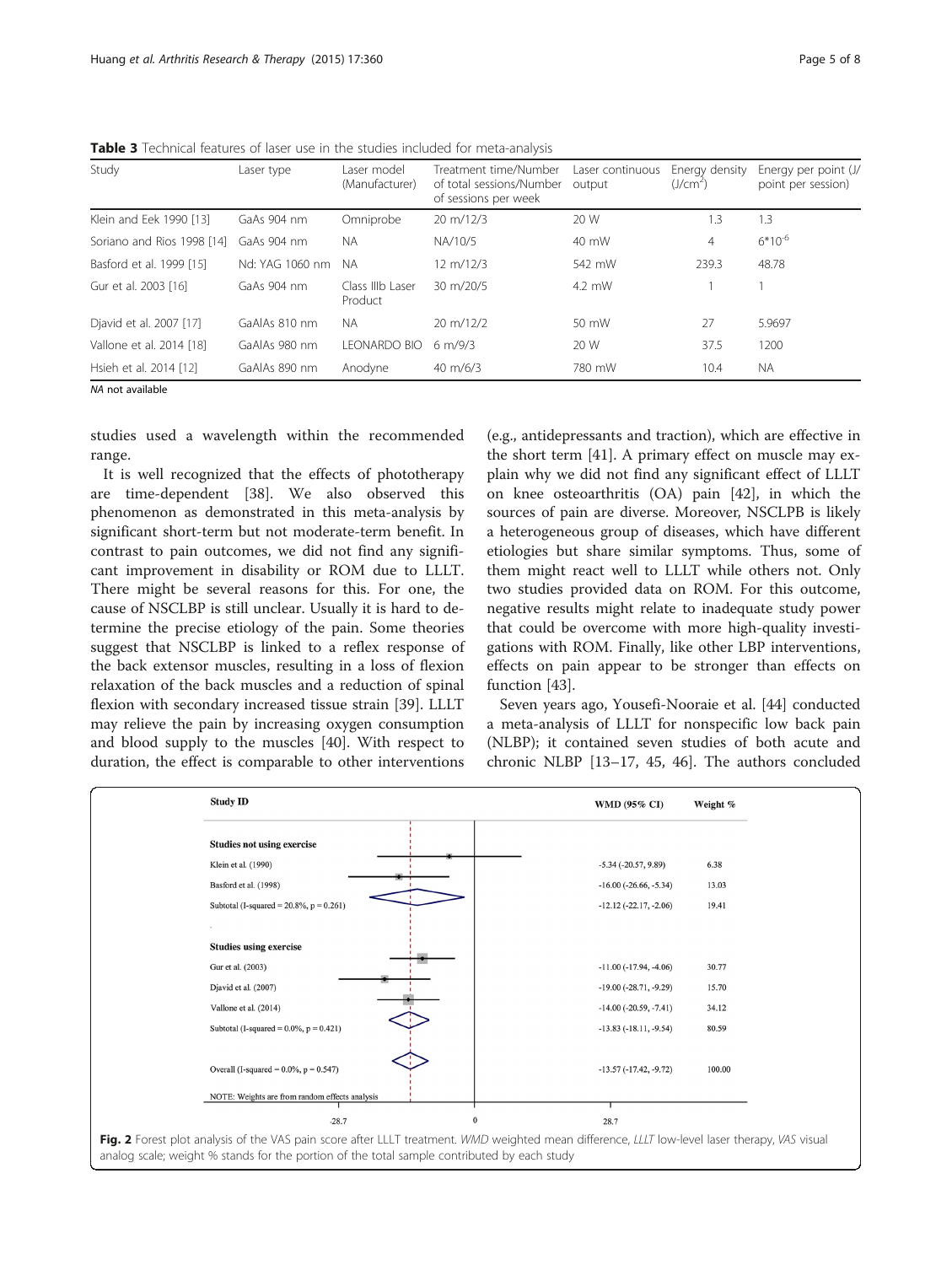**Table 3** Technical features of laser use in the studies included for meta-analysis

| Study | Laser type | Laser model (Manufacturer) | Treatment time/Number of total sessions/Number of sessions per week | Laser continuous output | Energy density (J/cm$^2$) | Energy per point (J/point per session) |
|---|---|---|---|---|---|---|
| Klein and Eek 1990 [13] | GaAs 904 nm | Omniprobe | 20 m/12/3 | 20 W | 1.3 | 1.3 |
| Soriano and Rios 1998 [14] | GaAs 904 nm | NA | NA/10/5 | 40 mW | 4 | $6*10^{-6}$ |
| Basford et al. 1999 [15] | Nd: YAG 1060 nm | NA | 12 m/12/3 | 542 mW | 239.3 | 48.78 |
| Gur et al. 2003 [16] | GaAs 904 nm | Class IIIb Laser Product | 30 m/20/5 | 4.2 mW | 1 | 1 |
| Djavid et al. 2007 [17] | GaAlAs 810 nm | NA | 20 m/12/2 | 50 mW | 27 | 5.9697 |
| Vallone et al. 2014 [18] | GaAlAs 980 nm | LEONARDO BIO | 6 m/9/3 | 20 W | 37.5 | 1200 |
| Hsieh et al. 2014 [12] | GaAlAs 890 nm | Anodyne | 40 m/6/3 | 780 mW | 10.4 | NA |

*NA* not available

studies used a wavelength within the recommended range.

It is well recognized that the effects of phototherapy are time-dependent [38]. We also observed this phenomenon as demonstrated in this meta-analysis by significant short-term but not moderate-term benefit. In contrast to pain outcomes, we did not find any significant improvement in disability or ROM due to LLLT. There might be several reasons for this. For one, the cause of NSCLBP is still unclear. Usually it is hard to determine the precise etiology of the pain. Some theories suggest that NSCLBP is linked to a reflex response of the back extensor muscles, resulting in a loss of flexion relaxation of the back muscles and a reduction of spinal flexion with secondary increased tissue strain [39]. LLLT may relieve the pain by increasing oxygen consumption and blood supply to the muscles [40]. With respect to duration, the effect is comparable to other interventions (e.g., antidepressants and traction), which are effective in the short term [41]. A primary effect on muscle may explain why we did not find any significant effect of LLLT on knee osteoarthritis (OA) pain [42], in which the sources of pain are diverse. Moreover, NSCLPB is likely a heterogeneous group of diseases, which have different etiologies but share similar symptoms. Thus, some of them might react well to LLLT while others not. Only two studies provided data on ROM. For this outcome, negative results might relate to inadequate study power that could be overcome with more high-quality investigations with ROM. Finally, like other LBP interventions, effects on pain appear to be stronger than effects on function [43].

Seven years ago, Yousefi-Nooraie et al. [44] conducted a meta-analysis of LLLT for nonspecific low back pain (NLBP); it contained seven studies of both acute and chronic NLBP [13–17, 45, 46]. The authors concluded

| Study ID | WMD (95% CI) | Weight % |
|---|---|---|
| **Studies not using exercise** | | |
| Klein et al. (1990) | -5.34 (-20.57, 9.89) | 6.38 |
| Basford et al. (1998) | -16.00 (-26.66, -5.34) | 13.03 |
| Subtotal (I-squared = 20.8%, p = 0.261) | -12.12 (-22.17, -2.06) | 19.41 |
| **Studies using exercise** | | |
| Gur et al. (2003) | -11.00 (-17.94, -4.06) | 30.77 |
| Djavid et al. (2007) | -19.00 (-28.71, -9.29) | 15.70 |
| Vallone et al. (2014) | -14.00 (-20.59, -7.41) | 34.12 |
| Subtotal (I-squared = 0.0%, p = 0.421) | -13.83 (-18.11, -9.54) | 80.59 |
| Overall (I-squared = 0.0%, p = 0.547) | -13.57 (-17.42, -9.72) | 100.00 |

NOTE: Weights are from random effects analysis

**Fig. 2** Forest plot analysis of the VAS pain score after LLLT treatment. *WMD* weighted mean difference, *LLLT* low-level laser therapy, *VAS* visual analog scale; weight % stands for the portion of the total sample contributed by each study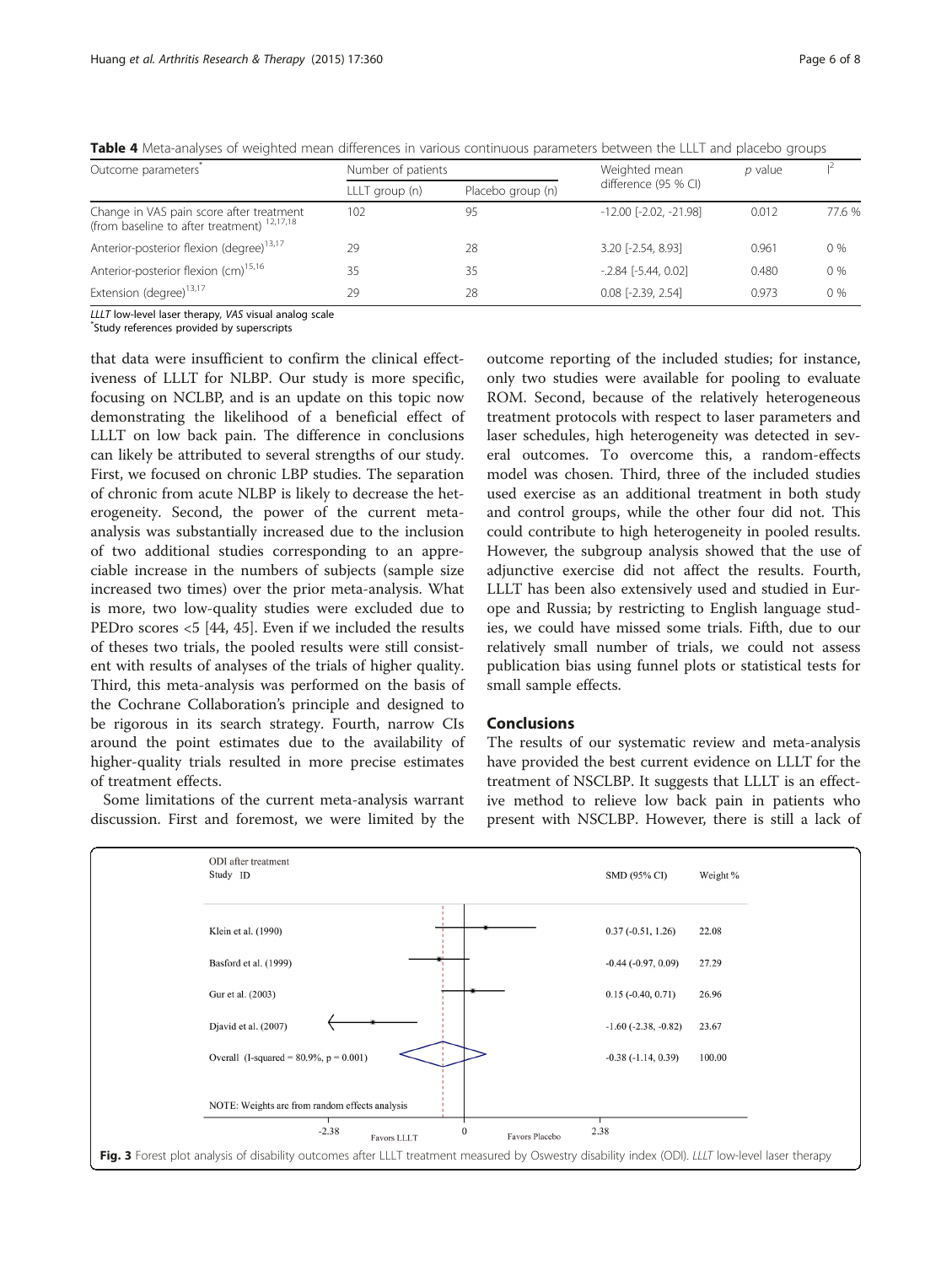**Table 4** Meta-analyses of weighted mean differences in various continuous parameters between the LLLT and placebo groups

| Outcome parameters* | Number of patients | | Weighted mean difference (95 % CI) | *p* value | $I^2$ |
|---|---|---|---|---|---|
| | LLLT group (n) | Placebo group (n) | | | |
| Change in VAS pain score after treatment (from baseline to after treatment) [12,17,18] | 102 | 95 | -12.00 [-2.02, -21.98] | 0.012 | 77.6 % |
| Anterior-posterior flexion (degree)[13,17] | 29 | 28 | 3.20 [-2.54, 8.93] | 0.961 | 0 % |
| Anterior-posterior flexion (cm)[15,16] | 35 | 35 | -.2.84 [-5.44, 0.02] | 0.480 | 0 % |
| Extension (degree)[13,17] | 29 | 28 | 0.08 [-2.39, 2.54] | 0.973 | 0 % |

*LLLT* low-level laser therapy, *VAS* visual analog scale
*Study references provided by superscripts

that data were insufficient to confirm the clinical effectiveness of LLLT for NLBP. Our study is more specific, focusing on NCLBP, and is an update on this topic now demonstrating the likelihood of a beneficial effect of LLLT on low back pain. The difference in conclusions can likely be attributed to several strengths of our study. First, we focused on chronic LBP studies. The separation of chronic from acute NLBP is likely to decrease the heterogeneity. Second, the power of the current meta-analysis was substantially increased due to the inclusion of two additional studies corresponding to an appreciable increase in the numbers of subjects (sample size increased two times) over the prior meta-analysis. What is more, two low-quality studies were excluded due to PEDro scores <5 [44, 45]. Even if we included the results of theses two trials, the pooled results were still consistent with results of analyses of the trials of higher quality. Third, this meta-analysis was performed on the basis of the Cochrane Collaboration's principle and designed to be rigorous in its search strategy. Fourth, narrow CIs around the point estimates due to the availability of higher-quality trials resulted in more precise estimates of treatment effects.

Some limitations of the current meta-analysis warrant discussion. First and foremost, we were limited by the outcome reporting of the included studies; for instance, only two studies were available for pooling to evaluate ROM. Second, because of the relatively heterogeneous treatment protocols with respect to laser parameters and laser schedules, high heterogeneity was detected in several outcomes. To overcome this, a random-effects model was chosen. Third, three of the included studies used exercise as an additional treatment in both study and control groups, while the other four did not. This could contribute to high heterogeneity in pooled results. However, the subgroup analysis showed that the use of adjunctive exercise did not affect the results. Fourth, LLLT has been also extensively used and studied in Europe and Russia; by restricting to English language studies, we could have missed some trials. Fifth, due to our relatively small number of trials, we could not assess publication bias using funnel plots or statistical tests for small sample effects.

## Conclusions

The results of our systematic review and meta-analysis have provided the best current evidence on LLLT for the treatment of NSCLBP. It suggests that LLLT is an effective method to relieve low back pain in patients who present with NSCLBP. However, there is still a lack of

| ODI after treatment Study ID | SMD (95% CI) | Weight % |
|---|---|---|
| Klein et al. (1990) | 0.37 (-0.51, 1.26) | 22.08 |
| Basford et al. (1999) | -0.44 (-0.97, 0.09) | 27.29 |
| Gur et al. (2003) | 0.15 (-0.40, 0.71) | 26.96 |
| Djavid et al. (2007) | -1.60 (-2.38, -0.82) | 23.67 |
| Overall (I-squared = 80.9%, p = 0.001) | -0.38 (-1.14, 0.39) | 100.00 |

NOTE: Weights are from random effects analysis

-2.38 Favors LLLT 0 Favors Placebo 2.38

**Fig. 3** Forest plot analysis of disability outcomes after LLLT treatment measured by Oswestry disability index (ODI). *LLLT* low-level laser therapy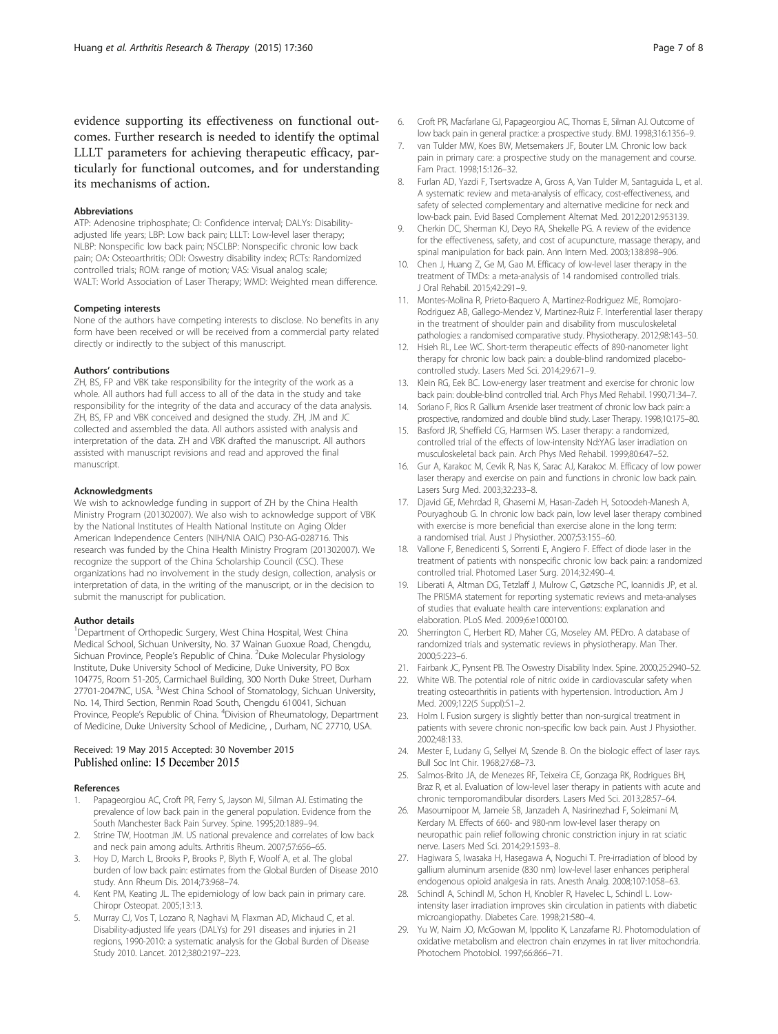evidence supporting its effectiveness on functional outcomes. Further research is needed to identify the optimal LLLT parameters for achieving therapeutic efficacy, particularly for functional outcomes, and for understanding its mechanisms of action.

#### Abbreviations

ATP: Adenosine triphosphate; CI: Confidence interval; DALYs: Disability-adjusted life years; LBP: Low back pain; LLLT: Low-level laser therapy; NLBP: Nonspecific low back pain; NSCLBP: Nonspecific chronic low back pain; OA: Osteoarthritis; ODI: Oswestry disability index; RCTs: Randomized controlled trials; ROM: range of motion; VAS: Visual analog scale; WALT: World Association of Laser Therapy; WMD: Weighted mean difference.

#### Competing interests

None of the authors have competing interests to disclose. No benefits in any form have been received or will be received from a commercial party related directly or indirectly to the subject of this manuscript.

#### Authors' contributions

ZH, BS, FP and VBK take responsibility for the integrity of the work as a whole. All authors had full access to all of the data in the study and take responsibility for the integrity of the data and accuracy of the data analysis. ZH, BS, FP and VBK conceived and designed the study. ZH, JM and JC collected and assembled the data. All authors assisted with analysis and interpretation of the data. ZH and VBK drafted the manuscript. All authors assisted with manuscript revisions and read and approved the final manuscript.

#### Acknowledgments

We wish to acknowledge funding in support of ZH by the China Health Ministry Program (201302007). We also wish to acknowledge support of VBK by the National Institutes of Health National Institute on Aging Older American Independence Centers (NIH/NIA OAIC) P30-AG-028716. This research was funded by the China Health Ministry Program (201302007). We recognize the support of the China Scholarship Council (CSC). These organizations had no involvement in the study design, collection, analysis or interpretation of data, in the writing of the manuscript, or in the decision to submit the manuscript for publication.

#### Author details

[1]Department of Orthopedic Surgery, West China Hospital, West China Medical School, Sichuan University, No. 37 Wainan Guoxue Road, Chengdu, Sichuan Province, People's Republic of China. [2]Duke Molecular Physiology Institute, Duke University School of Medicine, Duke University, PO Box 104775, Room 51-205, Carmichael Building, 300 North Duke Street, Durham 27701-2047NC, USA. [3]West China School of Stomatology, Sichuan University, No. 14, Third Section, Renmin Road South, Chengdu 610041, Sichuan Province, People's Republic of China. [4]Division of Rheumatology, Department of Medicine, Duke University School of Medicine, , Durham, NC 27710, USA.

Received: 19 May 2015 Accepted: 30 November 2015
Published online: 15 December 2015

#### References

1. Papageorgiou AC, Croft PR, Ferry S, Jayson MI, Silman AJ. Estimating the prevalence of low back pain in the general population. Evidence from the South Manchester Back Pain Survey. Spine. 1995;20:1889–94.
2. Strine TW, Hootman JM. US national prevalence and correlates of low back and neck pain among adults. Arthritis Rheum. 2007;57:656–65.
3. Hoy D, March L, Brooks P, Brooks P, Blyth F, Woolf A, et al. The global burden of low back pain: estimates from the Global Burden of Disease 2010 study. Ann Rheum Dis. 2014;73:968–74.
4. Kent PM, Keating JL. The epidemiology of low back pain in primary care. Chiropr Osteopat. 2005;13:13.
5. Murray CJ, Vos T, Lozano R, Naghavi M, Flaxman AD, Michaud C, et al. Disability-adjusted life years (DALYs) for 291 diseases and injuries in 21 regions, 1990-2010: a systematic analysis for the Global Burden of Disease Study 2010. Lancet. 2012;380:2197–223.
6. Croft PR, Macfarlane GJ, Papageorgiou AC, Thomas E, Silman AJ. Outcome of low back pain in general practice: a prospective study. BMJ. 1998;316:1356–9.
7. van Tulder MW, Koes BW, Metsemakers JF, Bouter LM. Chronic low back pain in primary care: a prospective study on the management and course. Fam Pract. 1998;15:126–32.
8. Furlan AD, Yazdi F, Tsertsvadze A, Gross A, Van Tulder M, Santaguida L, et al. A systematic review and meta-analysis of efficacy, cost-effectiveness, and safety of selected complementary and alternative medicine for neck and low-back pain. Evid Based Complement Alternat Med. 2012;2012:953139.
9. Cherkin DC, Sherman KJ, Deyo RA, Shekelle PG. A review of the evidence for the effectiveness, safety, and cost of acupuncture, massage therapy, and spinal manipulation for back pain. Ann Intern Med. 2003;138:898–906.
10. Chen J, Huang Z, Ge M, Gao M. Efficacy of low-level laser therapy in the treatment of TMDs: a meta-analysis of 14 randomised controlled trials. J Oral Rehabil. 2015;42:291–9.
11. Montes-Molina R, Prieto-Baquero A, Martinez-Rodriguez ME, Romojaro-Rodriguez AB, Gallego-Mendez V, Martinez-Ruiz F. Interferential laser therapy in the treatment of shoulder pain and disability from musculoskeletal pathologies: a randomised comparative study. Physiotherapy. 2012;98:143–50.
12. Hsieh RL, Lee WC. Short-term therapeutic effects of 890-nanometer light therapy for chronic low back pain: a double-blind randomized placebo-controlled study. Lasers Med Sci. 2014;29:671–9.
13. Klein RG, Eek BC. Low-energy laser treatment and exercise for chronic low back pain: double-blind controlled trial. Arch Phys Med Rehabil. 1990;71:34–7.
14. Soriano F, Rios R. Gallium Arsenide laser treatment of chronic low back pain: a prospective, randomized and double blind study. Laser Therapy. 1998;10:175–80.
15. Basford JR, Sheffield CG, Harmsen WS. Laser therapy: a randomized, controlled trial of the effects of low-intensity Nd:YAG laser irradiation on musculoskeletal back pain. Arch Phys Med Rehabil. 1999;80:647–52.
16. Gur A, Karakoc M, Cevik R, Nas K, Sarac AJ, Karakoc M. Efficacy of low power laser therapy and exercise on pain and functions in chronic low back pain. Lasers Surg Med. 2003;32:233–8.
17. Djavid GE, Mehrdad R, Ghasemi M, Hasan-Zadeh H, Sotoodeh-Manesh A, Pouryaghoub G. In chronic low back pain, low level laser therapy combined with exercise is more beneficial than exercise alone in the long term: a randomised trial. Aust J Physiother. 2007;53:155–60.
18. Vallone F, Benedicenti S, Sorrenti E, Angiero F. Effect of diode laser in the treatment of patients with nonspecific chronic low back pain: a randomized controlled trial. Photomed Laser Surg. 2014;32:490–4.
19. Liberati A, Altman DG, Tetzlaff J, Mulrow C, Gøtzsche PC, Ioannidis JP, et al. The PRISMA statement for reporting systematic reviews and meta-analyses of studies that evaluate health care interventions: explanation and elaboration. PLoS Med. 2009;6:e1000100.
20. Sherrington C, Herbert RD, Maher CG, Moseley AM. PEDro. A database of randomized trials and systematic reviews in physiotherapy. Man Ther. 2000;5:223–6.
21. Fairbank JC, Pynsent PB. The Oswestry Disability Index. Spine. 2000;25:2940–52.
22. White WB. The potential role of nitric oxide in cardiovascular safety when treating osteoarthritis in patients with hypertension. Introduction. Am J Med. 2009;122(5 Suppl):S1–2.
23. Holm I. Fusion surgery is slightly better than non-surgical treatment in patients with severe chronic non-specific low back pain. Aust J Physiother. 2002;48:133.
24. Mester E, Ludany G, Sellyei M, Szende B. On the biologic effect of laser rays. Bull Soc Int Chir. 1968;27:68–73.
25. Salmos-Brito JA, de Menezes RF, Teixeira CE, Gonzaga RK, Rodrigues BH, Braz R, et al. Evaluation of low-level laser therapy in patients with acute and chronic temporomandibular disorders. Lasers Med Sci. 2013;28:57–64.
26. Masoumipoor M, Jameie SB, Janzadeh A, Nasirinezhad F, Soleimani M, Kerdary M. Effects of 660- and 980-nm low-level laser therapy on neuropathic pain relief following chronic constriction injury in rat sciatic nerve. Lasers Med Sci. 2014;29:1593–8.
27. Hagiwara S, Iwasaka H, Hasegawa A, Noguchi T. Pre-irradiation of blood by gallium aluminum arsenide (830 nm) low-level laser enhances peripheral endogenous opioid analgesia in rats. Anesth Analg. 2008;107:1058–63.
28. Schindl A, Schindl M, Schon H, Knobler R, Havelec L, Schindl L. Low-intensity laser irradiation improves skin circulation in patients with diabetic microangiopathy. Diabetes Care. 1998;21:580–4.
29. Yu W, Naim JO, McGowan M, Ippolito K, Lanzafame RJ. Photomodulation of oxidative metabolism and electron chain enzymes in rat liver mitochondria. Photochem Photobiol. 1997;66:866–71.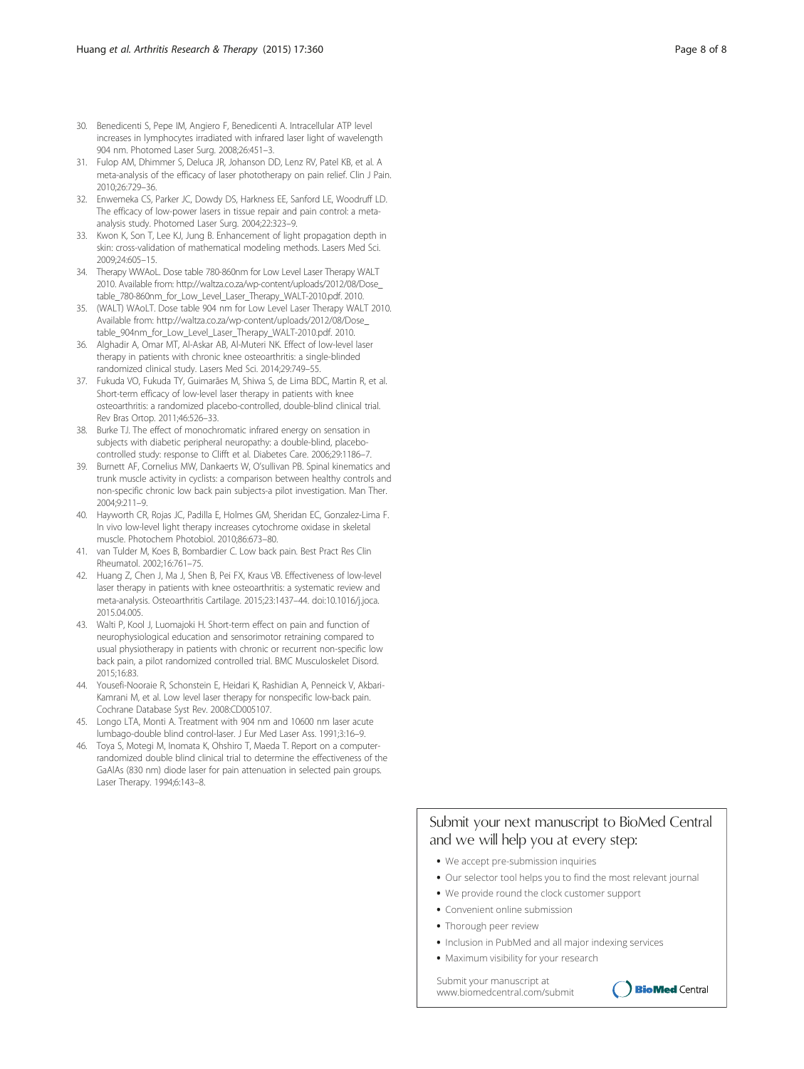30. Benedicenti S, Pepe IM, Angiero F, Benedicenti A. Intracellular ATP level increases in lymphocytes irradiated with infrared laser light of wavelength 904 nm. Photomed Laser Surg. 2008;26:451–3.
31. Fulop AM, Dhimmer S, Deluca JR, Johanson DD, Lenz RV, Patel KB, et al. A meta-analysis of the efficacy of laser phototherapy on pain relief. Clin J Pain. 2010;26:729–36.
32. Enwemeka CS, Parker JC, Dowdy DS, Harkness EE, Sanford LE, Woodruff LD. The efficacy of low-power lasers in tissue repair and pain control: a meta-analysis study. Photomed Laser Surg. 2004;22:323–9.
33. Kwon K, Son T, Lee KJ, Jung B. Enhancement of light propagation depth in skin: cross-validation of mathematical modeling methods. Lasers Med Sci. 2009;24:605–15.
34. Therapy WWAoL. Dose table 780-860nm for Low Level Laser Therapy WALT 2010. Available from: http://waltza.co.za/wp-content/uploads/2012/08/Dose_table_780-860nm_for_Low_Level_Laser_Therapy_WALT-2010.pdf. 2010.
35. (WALT) WAoLT. Dose table 904 nm for Low Level Laser Therapy WALT 2010. Available from: http://waltza.co.za/wp-content/uploads/2012/08/Dose_table_904nm_for_Low_Level_Laser_Therapy_WALT-2010.pdf. 2010.
36. Alghadir A, Omar MT, Al-Askar AB, Al-Muteri NK. Effect of low-level laser therapy in patients with chronic knee osteoarthritis: a single-blinded randomized clinical study. Lasers Med Sci. 2014;29:749–55.
37. Fukuda VO, Fukuda TY, Guimarães M, Shiwa S, de Lima BDC, Martin R, et al. Short-term efficacy of low-level laser therapy in patients with knee osteoarthritis: a randomized placebo-controlled, double-blind clinical trial. Rev Bras Ortop. 2011;46:526–33.
38. Burke TJ. The effect of monochromatic infrared energy on sensation in subjects with diabetic peripheral neuropathy: a double-blind, placebo-controlled study: response to Clifft et al. Diabetes Care. 2006;29:1186–7.
39. Burnett AF, Cornelius MW, Dankaerts W, O'sullivan PB. Spinal kinematics and trunk muscle activity in cyclists: a comparison between healthy controls and non-specific chronic low back pain subjects-a pilot investigation. Man Ther. 2004;9:211–9.
40. Hayworth CR, Rojas JC, Padilla E, Holmes GM, Sheridan EC, Gonzalez-Lima F. In vivo low-level light therapy increases cytochrome oxidase in skeletal muscle. Photochem Photobiol. 2010;86:673–80.
41. van Tulder M, Koes B, Bombardier C. Low back pain. Best Pract Res Clin Rheumatol. 2002;16:761–75.
42. Huang Z, Chen J, Ma J, Shen B, Pei FX, Kraus VB. Effectiveness of low-level laser therapy in patients with knee osteoarthritis: a systematic review and meta-analysis. Osteoarthritis Cartilage. 2015;23:1437–44. doi:10.1016/j.joca.2015.04.005.
43. Walti P, Kool J, Luomajoki H. Short-term effect on pain and function of neurophysiological education and sensorimotor retraining compared to usual physiotherapy in patients with chronic or recurrent non-specific low back pain, a pilot randomized controlled trial. BMC Musculoskelet Disord. 2015;16:83.
44. Yousefi-Nooraie R, Schonstein E, Heidari K, Rashidian A, Penneick V, Akbari-Kamrani M, et al. Low level laser therapy for nonspecific low-back pain. Cochrane Database Syst Rev. 2008:CD005107.
45. Longo LTA, Monti A. Treatment with 904 nm and 10600 nm laser acute lumbago-double blind control-laser. J Eur Med Laser Ass. 1991;3:16–9.
46. Toya S, Motegi M, Inomata K, Ohshiro T, Maeda T. Report on a computer-randomized double blind clinical trial to determine the effectiveness of the GaAlAs (830 nm) diode laser for pain attenuation in selected pain groups. Laser Therapy. 1994;6:143–8.

Submit your next manuscript to BioMed Central and we will help you at every step:

- We accept pre-submission inquiries
- Our selector tool helps you to find the most relevant journal
- We provide round the clock customer support
- Convenient online submission
- Thorough peer review
- Inclusion in PubMed and all major indexing services
- Maximum visibility for your research

Submit your manuscript at www.biomedcentral.com/submit

BioMed Central